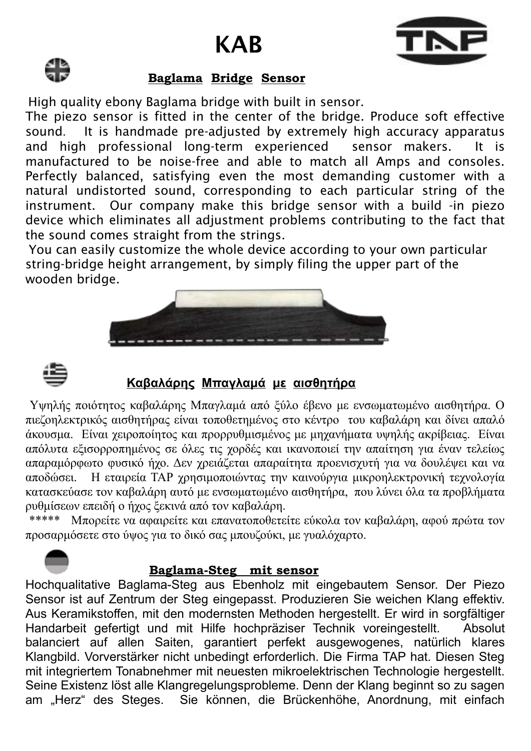# KAB

## Baglama Bridge Sensor

High quality ebony Baglama bridge with built in sensor.
The piezo sensor is fitted in the center of the bridge. Produce soft effective sound. It is handmade pre-adjusted by extremely high accuracy apparatus and high professional long-term experienced sensor makers. It is manufactured to be noise-free and able to match all Amps and consoles. Perfectly balanced, satisfying even the most demanding customer with a natural undistorted sound, corresponding to each particular string of the instrument. Our company make this bridge sensor with a build -in piezo device which eliminates all adjustment problems contributing to the fact that the sound comes straight from the strings.
You can easily customize the whole device according to your own particular string-bridge height arrangement, by simply filing the upper part of the wooden bridge.

## Καβαλάρης Μπαγλαμά με αισθητήρα

Υψηλής ποιότητος καβαλάρης Μπαγλαμά από ξύλο έβενο με ενσωματωμένο αισθητήρα. Ο πιεζοηλεκτρικός αισθητήρας είναι τοποθετημένος στο κέντρο του καβαλάρη και δίνει απαλό άκουσμα. Είναι χειροποίητος και προρρυθμισμένος με μηχανήματα υψηλής ακρίβειας. Είναι απόλυτα εξισορροπημένος σε όλες τις χορδές και ικανοποιεί την απαίτηση για έναν τελείως απαραμόρφωτο φυσικό ήχο. Δεν χρειάζεται απαραίτητα προενισχυτή για να δουλέψει και να αποδώσει. Η εταιρεία TAP χρησιμοποιώντας την καινούργια μικροηλεκτρονική τεχνολογία κατασκεύασε τον καβαλάρη αυτό με ενσωματωμένο αισθητήρα, που λύνει όλα τα προβλήματα ρυθμίσεων επειδή ο ήχος ξεκινά από τον καβαλάρη.
***** Μπορείτε να αφαιρείτε και επανατοποθετείτε εύκολα τον καβαλάρη, αφού πρώτα τον προσαρμόσετε στο ύψος για το δικό σας μπουζούκι, με γυαλόχαρτο.

## Baglama-Steg mit sensor

Hochqualitative Baglama-Steg aus Ebenholz mit eingebautem Sensor. Der Piezo Sensor ist auf Zentrum der Steg eingepasst. Produzieren Sie weichen Klang effektiv. Aus Keramikstoffen, mit den modernsten Methoden hergestellt. Er wird in sorgfältiger Handarbeit gefertigt und mit Hilfe hochpräziser Technik voreingestellt. Absolut balanciert auf allen Saiten, garantiert perfekt ausgewogenes, natürlich klares Klangbild. Vorverstärker nicht unbedingt erforderlich. Die Firma TAP hat. Diesen Steg mit integriertem Tonabnehmer mit neuesten mikroelektrischen Technologie hergestellt. Seine Existenz löst alle Klangregelungsprobleme. Denn der Klang beginnt so zu sagen am „Herz“ des Steges. Sie können, die Brückenhöhe, Anordnung, mit einfach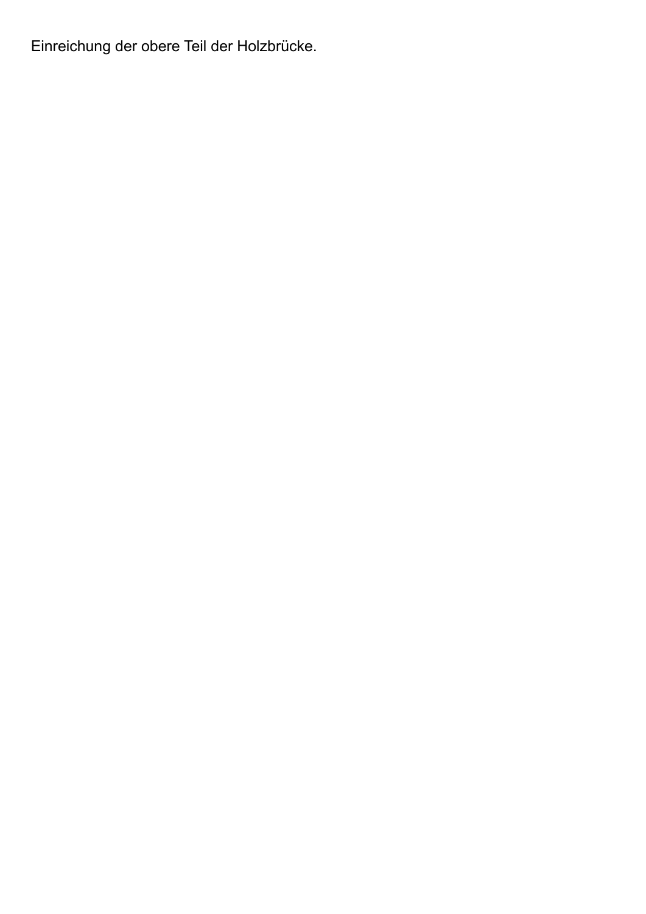Einreichung der obere Teil der Holzbrücke.